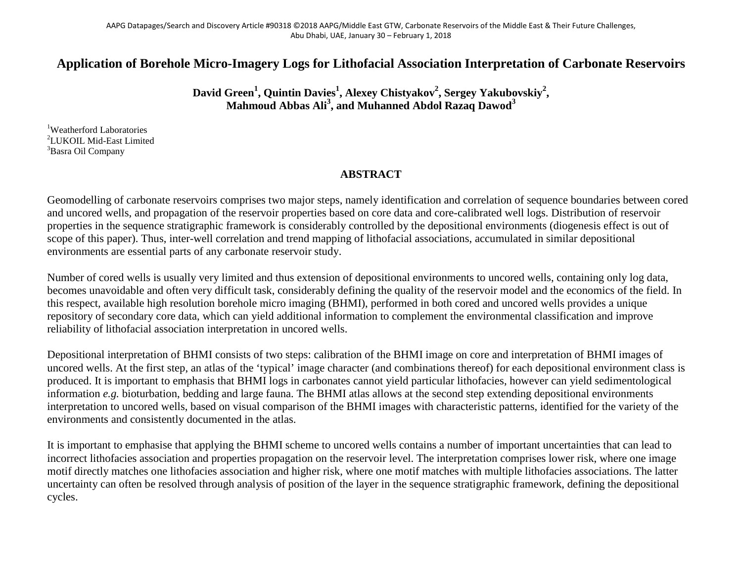# Application of Borehole Micro-Imagery Logs for Lithofacial Association Interpretation of Carbonate Reservoirs

**David Green[1], Quintin Davies[1], Alexey Chistyakov[2], Sergey Yakubovskiy[2], Mahmoud Abbas Ali[3], and Muhanned Abdol Razaq Dawod[3]**

[1]Weatherford Laboratories
[2]LUKOIL Mid-East Limited
[3]Basra Oil Company

## ABSTRACT

Geomodelling of carbonate reservoirs comprises two major steps, namely identification and correlation of sequence boundaries between cored and uncored wells, and propagation of the reservoir properties based on core data and core-calibrated well logs. Distribution of reservoir properties in the sequence stratigraphic framework is considerably controlled by the depositional environments (diogenesis effect is out of scope of this paper). Thus, inter-well correlation and trend mapping of lithofacial associations, accumulated in similar depositional environments are essential parts of any carbonate reservoir study.

Number of cored wells is usually very limited and thus extension of depositional environments to uncored wells, containing only log data, becomes unavoidable and often very difficult task, considerably defining the quality of the reservoir model and the economics of the field. In this respect, available high resolution borehole micro imaging (BHMI), performed in both cored and uncored wells provides a unique repository of secondary core data, which can yield additional information to complement the environmental classification and improve reliability of lithofacial association interpretation in uncored wells.

Depositional interpretation of BHMI consists of two steps: calibration of the BHMI image on core and interpretation of BHMI images of uncored wells. At the first step, an atlas of the 'typical' image character (and combinations thereof) for each depositional environment class is produced. It is important to emphasis that BHMI logs in carbonates cannot yield particular lithofacies, however can yield sedimentological information *e.g.* bioturbation, bedding and large fauna. The BHMI atlas allows at the second step extending depositional environments interpretation to uncored wells, based on visual comparison of the BHMI images with characteristic patterns, identified for the variety of the environments and consistently documented in the atlas.

It is important to emphasise that applying the BHMI scheme to uncored wells contains a number of important uncertainties that can lead to incorrect lithofacies association and properties propagation on the reservoir level. The interpretation comprises lower risk, where one image motif directly matches one lithofacies association and higher risk, where one motif matches with multiple lithofacies associations. The latter uncertainty can often be resolved through analysis of position of the layer in the sequence stratigraphic framework, defining the depositional cycles.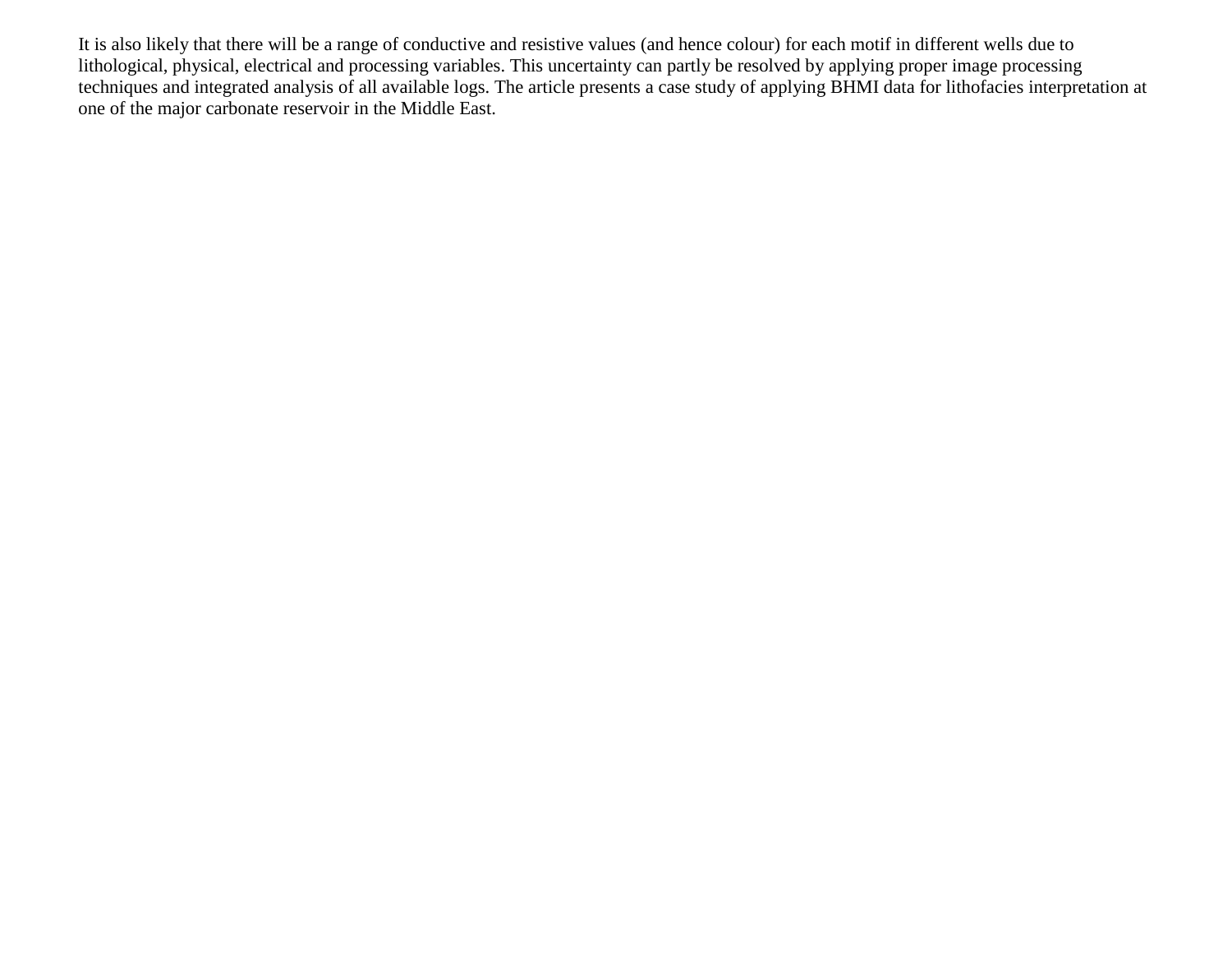It is also likely that there will be a range of conductive and resistive values (and hence colour) for each motif in different wells due to lithological, physical, electrical and processing variables. This uncertainty can partly be resolved by applying proper image processing techniques and integrated analysis of all available logs. The article presents a case study of applying BHMI data for lithofacies interpretation at one of the major carbonate reservoir in the Middle East.